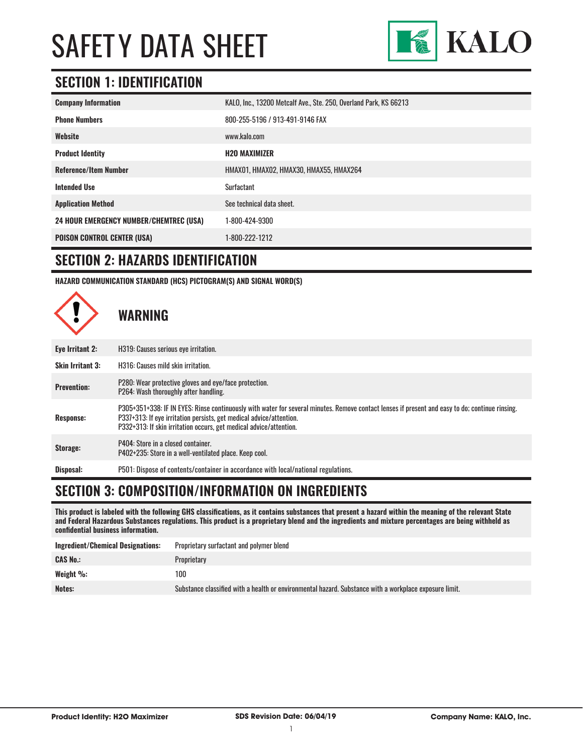# SAFETY DATA SHEET

KALO

## SECTION 1: IDENTIFICATION

| | |
|---|---|
| **Company Information** | KALO, Inc., 13200 Metcalf Ave., Ste. 250, Overland Park, KS 66213 |
| **Phone Numbers** | 800-255-5196 / 913-491-9146 FAX |
| **Website** | www.kalo.com |
| **Product Identity** | **H2O MAXIMIZER** |
| **Reference/Item Number** | HMAX01, HMAX02, HMAX30, HMAX55, HMAX264 |
| **Intended Use** | Surfactant |
| **Application Method** | See technical data sheet. |
| **24 HOUR EMERGENCY NUMBER/CHEMTREC (USA)** | 1-800-424-9300 |
| **POISON CONTROL CENTER (USA)** | 1-800-222-1212 |

## SECTION 2: HAZARDS IDENTIFICATION

**HAZARD COMMUNICATION STANDARD (HCS) PICTOGRAM(S) AND SIGNAL WORD(S)**

### WARNING

| | |
|---|---|
| **Eye Irritant 2:** | H319: Causes serious eye irritation. |
| **Skin Irritant 3:** | H316: Causes mild skin irritation. |
| **Prevention:** | P280: Wear protective gloves and eye/face protection.<br>P264: Wash thoroughly after handling. |
| **Response:** | P305+351+338: IF IN EYES: Rinse continuously with water for several minutes. Remove contact lenses if present and easy to do; continue rinsing.<br>P337+313: If eye irritation persists, get medical advice/attention.<br>P332+313: If skin irritation occurs, get medical advice/attention. |
| **Storage:** | P404: Store in a closed container.<br>P402+235: Store in a well-ventilated place. Keep cool. |
| **Disposal:** | P501: Dispose of contents/container in accordance with local/national regulations. |

## SECTION 3: COMPOSITION/INFORMATION ON INGREDIENTS

**This product is labeled with the following GHS classifications, as it contains substances that present a hazard within the meaning of the relevant State and Federal Hazardous Substances regulations. This product is a proprietary blend and the ingredients and mixture percentages are being withheld as confidential business information.**

| | |
|---|---|
| **Ingredient/Chemical Designations:** | Proprietary surfactant and polymer blend |
| **CAS No.:** | Proprietary |
| **Weight %:** | 100 |
| **Notes:** | Substance classified with a health or environmental hazard. Substance with a workplace exposure limit. |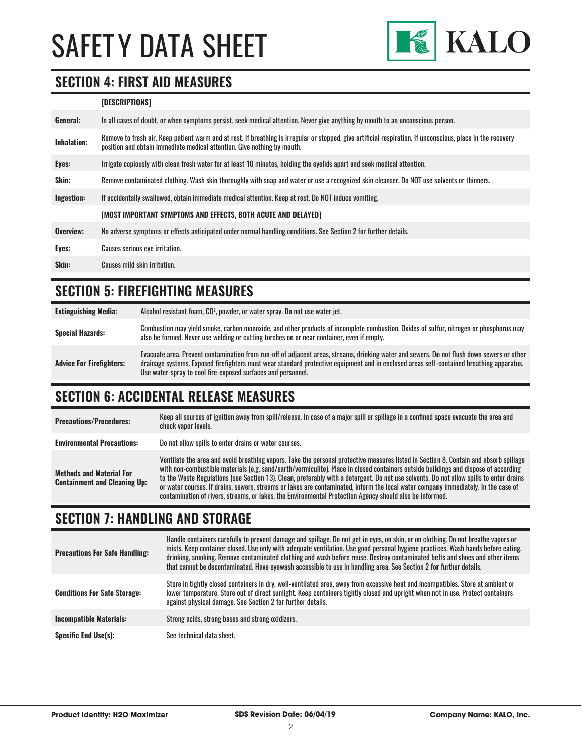## SECTION 4: FIRST AID MEASURES

| | [DESCRIPTIONS] |
|---|---|
| **General:** | In all cases of doubt, or when symptoms persist, seek medical attention. Never give anything by mouth to an unconscious person. |
| **Inhalation:** | Remove to fresh air. Keep patient warm and at rest. If breathing is irregular or stopped, give artificial respiration. If unconscious, place in the recovery position and obtain immediate medical attention. Give nothing by mouth. |
| **Eyes:** | Irrigate copiously with clean fresh water for at least 10 minutes, holding the eyelids apart and seek medical attention. |
| **Skin:** | Remove contaminated clothing. Wash skin thoroughly with soap and water or use a recognized skin cleanser. Do NOT use solvents or thinners. |
| **Ingestion:** | If accidentally swallowed, obtain immediate medical attention. Keep at rest. Do NOT induce vomiting. |
| | **[MOST IMPORTANT SYMPTOMS AND EFFECTS, BOTH ACUTE AND DELAYED]** |
| **Overview:** | No adverse symptoms or effects anticipated under normal handling conditions. See Section 2 for further details. |
| **Eyes:** | Causes serious eye irritation. |
| **Skin:** | Causes mild skin irritation. |

## SECTION 5: FIREFIGHTING MEASURES

| | |
|---|---|
| **Extinguishing Media:** | Alcohol resistant foam, $CO^2$, powder, or water spray. Do not use water jet. |
| **Special Hazards:** | Combustion may yield smoke, carbon monoxide, and other products of incomplete combustion. Oxides of sulfur, nitrogen or phosphorus may also be formed. Never use welding or cutting torches on or near container, even if empty. |
| **Advice For Firefighters:** | Evacuate area. Prevent contamination from run-off of adjacent areas, streams, drinking water and sewers. Do not flush down sewers or other drainage systems. Exposed firefighters must wear standard protective equipment and in enclosed areas self-contained breathing apparatus. Use water-spray to cool fire-exposed surfaces and personnel. |

## SECTION 6: ACCIDENTAL RELEASE MEASURES

| | |
|---|---|
| **Precautions/Procedures:** | Keep all sources of ignition away from spill/release. In case of a major spill or spillage in a confined space evacuate the area and check vapor levels. |
| **Environmental Precautions:** | Do not allow spills to enter drains or water courses. |
| **Methods and Material For Containment and Cleaning Up:** | Ventilate the area and avoid breathing vapors. Take the personal protective measures listed in Section 8. Contain and absorb spillage with non-combustible materials (e.g. sand/earth/vermiculite). Place in closed containers outside buildings and dispose of according to the Waste Regulations (see Section 13). Clean, preferably with a detergent. Do not use solvents. Do not allow spills to enter drains or water courses. If drains, sewers, streams or lakes are contaminated, inform the local water company immediately. In the case of contamination of rivers, streams, or lakes, the Environmental Protection Agency should also be informed. |

## SECTION 7: HANDLING AND STORAGE

| | |
|---|---|
| **Precautions For Safe Handling:** | Handle containers carefully to prevent damage and spillage. Do not get in eyes, on skin, or on clothing. Do not breathe vapors or mists. Keep container closed. Use only with adequate ventilation. Use good personal hygiene practices. Wash hands before eating, drinking, smoking. Remove contaminated clothing and wash before reuse. Destroy contaminated belts and shoes and other items that cannot be decontaminated. Have eyewash accessible to use in handling area. See Section 2 for further details. |
| **Conditions For Safe Storage:** | Store in tightly closed containers in dry, well-ventilated area, away from excessive heat and incompatibles. Store at ambient or lower temperature. Store out of direct sunlight. Keep containers tightly closed and upright when not in use. Protect containers against physical damage. See Section 2 for further details. |
| **Incompatible Materials:** | Strong acids, strong bases and strong oxidizers. |
| **Specific End Use(s):** | See technical data sheet. |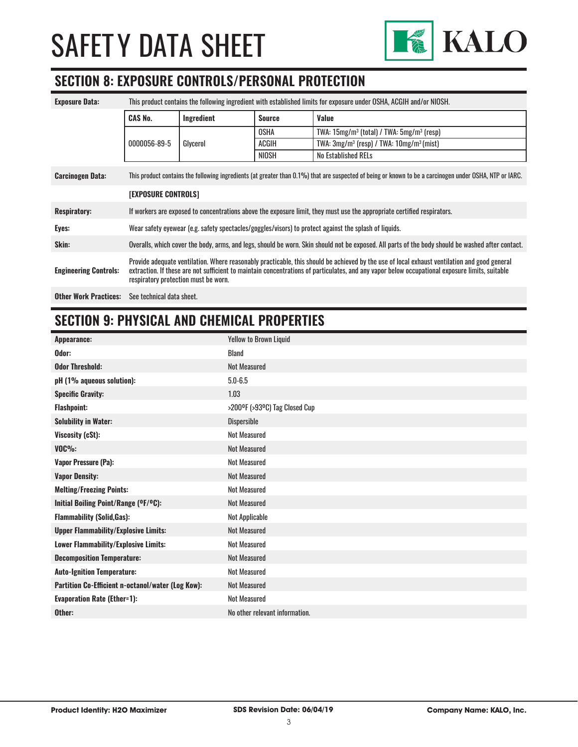## SECTION 8: EXPOSURE CONTROLS/PERSONAL PROTECTION

**Exposure Data:** This product contains the following ingredient with established limits for exposure under OSHA, ACGIH and/or NIOSH.

| CAS No. | Ingredient | Source | Value |
|---|---|---|---|
| 0000056-89-5 | Glycerol | OSHA | TWA: 15mg/m³ (total) / TWA: 5mg/m³ (resp) |
| | | ACGIH | TWA: 3mg/m³ (resp) / TWA: 10mg/m³ (mist) |
| | | NIOSH | No Established RELs |

**Carcinogen Data:** This product contains the following ingredients (at greater than 0.1%) that are suspected of being or known to be a carcinogen under OSHA, NTP or IARC.

**[EXPOSURE CONTROLS]**

**Respiratory:** If workers are exposed to concentrations above the exposure limit, they must use the appropriate certified respirators.

**Eyes:** Wear safety eyewear (e.g. safety spectacles/goggles/visors) to protect against the splash of liquids.

**Skin:** Overalls, which cover the body, arms, and legs, should be worn. Skin should not be exposed. All parts of the body should be washed after contact.

**Engineering Controls:** Provide adequate ventilation. Where reasonably practicable, this should be achieved by the use of local exhaust ventilation and good general extraction. If these are not sufficient to maintain concentrations of particulates, and any vapor below occupational exposure limits, suitable respiratory protection must be worn.

**Other Work Practices:** See technical data sheet.

## SECTION 9: PHYSICAL AND CHEMICAL PROPERTIES

| Property | Value |
|---|---|
| **Appearance:** | Yellow to Brown Liquid |
| **Odor:** | Bland |
| **Odor Threshold:** | Not Measured |
| **pH (1% aqueous solution):** | 5.0-6.5 |
| **Specific Gravity:** | 1.03 |
| **Flashpoint:** | >200ºF (>93ºC) Tag Closed Cup |
| **Solubility in Water:** | Dispersible |
| **Viscosity (cSt):** | Not Measured |
| **VOC%:** | Not Measured |
| **Vapor Pressure (Pa):** | Not Measured |
| **Vapor Density:** | Not Measured |
| **Melting/Freezing Points:** | Not Measured |
| **Initial Boiling Point/Range (ºF/ºC):** | Not Measured |
| **Flammability (Solid,Gas):** | Not Applicable |
| **Upper Flammability/Explosive Limits:** | Not Measured |
| **Lower Flammability/Explosive Limits:** | Not Measured |
| **Decomposition Temperature:** | Not Measured |
| **Auto-Ignition Temperature:** | Not Measured |
| **Partition Co-Efficient n-octanol/water (Log Kow):** | Not Measured |
| **Evaporation Rate (Ether=1):** | Not Measured |
| **Other:** | No other relevant information. |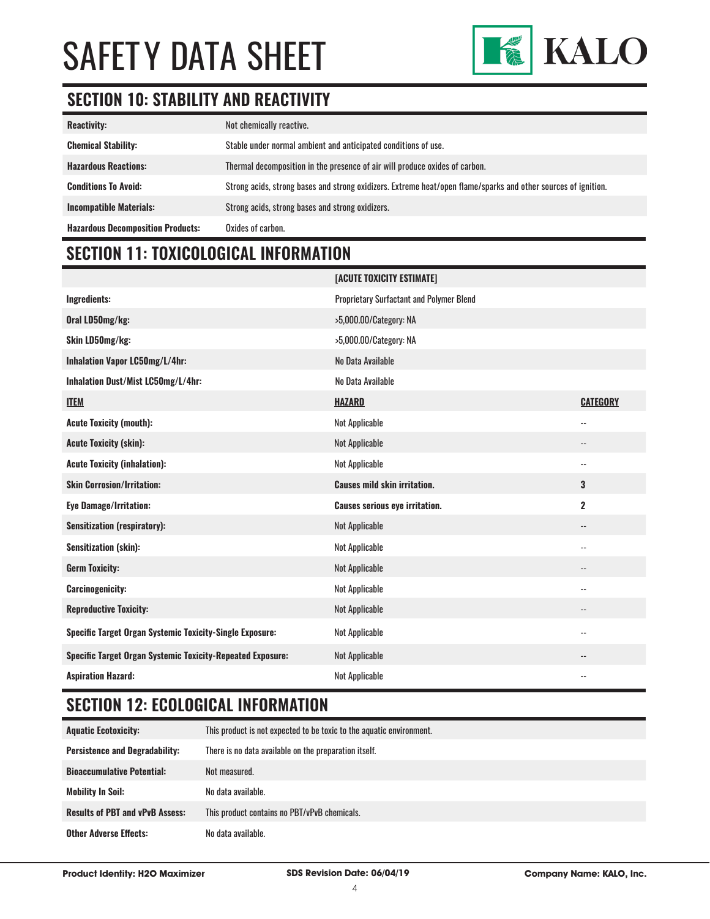## SECTION 10: STABILITY AND REACTIVITY

| | |
|---|---|
| **Reactivity:** | Not chemically reactive. |
| **Chemical Stability:** | Stable under normal ambient and anticipated conditions of use. |
| **Hazardous Reactions:** | Thermal decomposition in the presence of air will produce oxides of carbon. |
| **Conditions To Avoid:** | Strong acids, strong bases and strong oxidizers. Extreme heat/open flame/sparks and other sources of ignition. |
| **Incompatible Materials:** | Strong acids, strong bases and strong oxidizers. |
| **Hazardous Decomposition Products:** | Oxides of carbon. |

## SECTION 11: TOXICOLOGICAL INFORMATION

| | **[ACUTE TOXICITY ESTIMATE]** | |
|---|---|---|
| **Ingredients:** | Proprietary Surfactant and Polymer Blend | |
| **Oral LD50mg/kg:** | >5,000.00/Category: NA | |
| **Skin LD50mg/kg:** | >5,000.00/Category: NA | |
| **Inhalation Vapor LC50mg/L/4hr:** | No Data Available | |
| **Inhalation Dust/Mist LC50mg/L/4hr:** | No Data Available | |
| **ITEM** | **HAZARD** | **CATEGORY** |
| **Acute Toxicity (mouth):** | Not Applicable | -- |
| **Acute Toxicity (skin):** | Not Applicable | -- |
| **Acute Toxicity (inhalation):** | Not Applicable | -- |
| **Skin Corrosion/Irritation:** | **Causes mild skin irritation.** | **3** |
| **Eye Damage/Irritation:** | **Causes serious eye irritation.** | **2** |
| **Sensitization (respiratory):** | Not Applicable | -- |
| **Sensitization (skin):** | Not Applicable | -- |
| **Germ Toxicity:** | Not Applicable | -- |
| **Carcinogenicity:** | Not Applicable | -- |
| **Reproductive Toxicity:** | Not Applicable | -- |
| **Specific Target Organ Systemic Toxicity-Single Exposure:** | Not Applicable | -- |
| **Specific Target Organ Systemic Toxicity-Repeated Exposure:** | Not Applicable | -- |
| **Aspiration Hazard:** | Not Applicable | -- |

## SECTION 12: ECOLOGICAL INFORMATION

| | |
|---|---|
| **Aquatic Ecotoxicity:** | This product is not expected to be toxic to the aquatic environment. |
| **Persistence and Degradability:** | There is no data available on the preparation itself. |
| **Bioaccumulative Potential:** | Not measured. |
| **Mobility In Soil:** | No data available. |
| **Results of PBT and vPvB Assess:** | This product contains no PBT/vPvB chemicals. |
| **Other Adverse Effects:** | No data available. |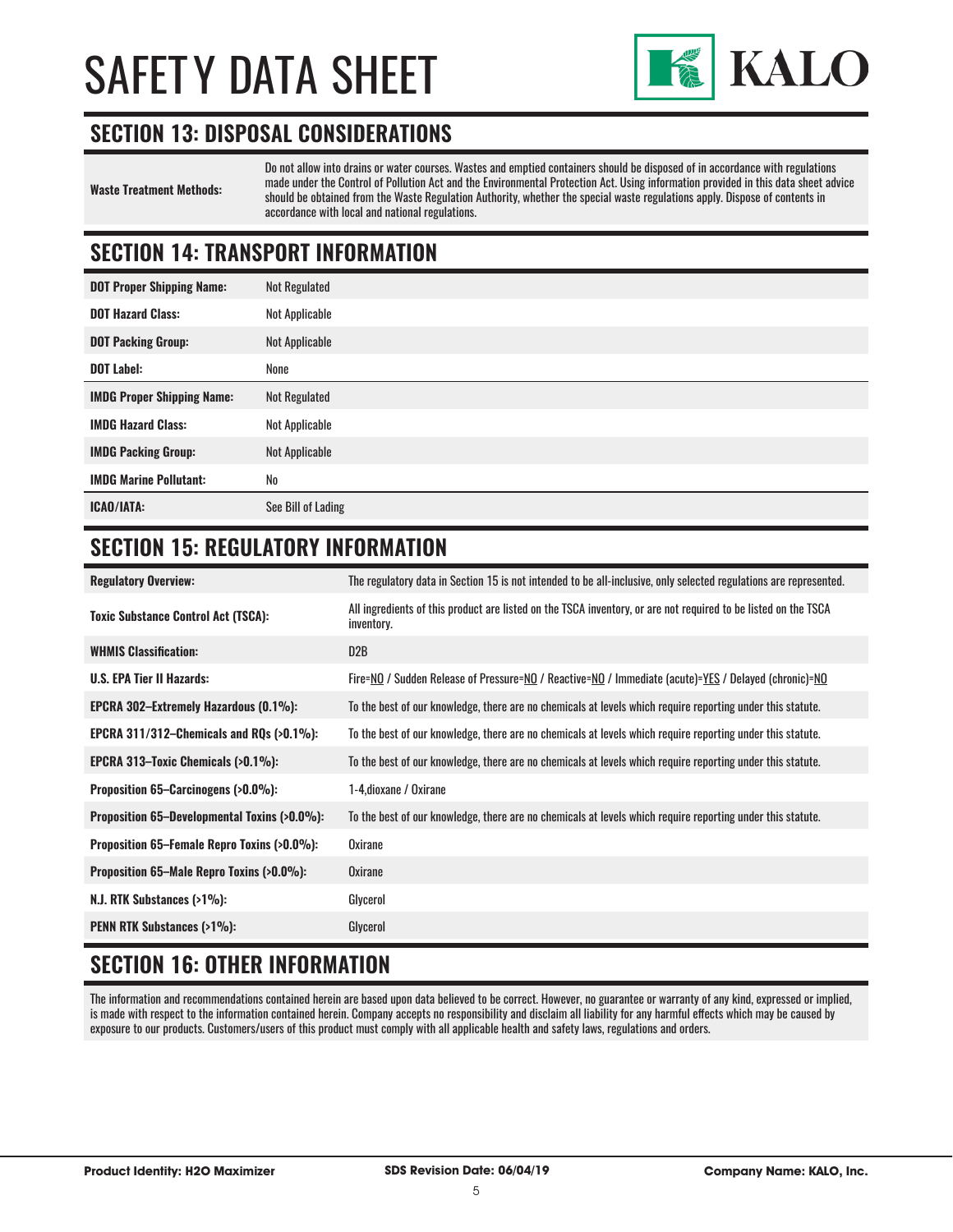# SAFETY DATA SHEET

## SECTION 13: DISPOSAL CONSIDERATIONS

| | |
|---|---|
| **Waste Treatment Methods:** | Do not allow into drains or water courses. Wastes and emptied containers should be disposed of in accordance with regulations made under the Control of Pollution Act and the Environmental Protection Act. Using information provided in this data sheet advice should be obtained from the Waste Regulation Authority, whether the special waste regulations apply. Dispose of contents in accordance with local and national regulations. |

## SECTION 14: TRANSPORT INFORMATION

| | |
|---|---|
| **DOT Proper Shipping Name:** | Not Regulated |
| **DOT Hazard Class:** | Not Applicable |
| **DOT Packing Group:** | Not Applicable |
| **DOT Label:** | None |
| **IMDG Proper Shipping Name:** | Not Regulated |
| **IMDG Hazard Class:** | Not Applicable |
| **IMDG Packing Group:** | Not Applicable |
| **IMDG Marine Pollutant:** | No |
| **ICAO/IATA:** | See Bill of Lading |

## SECTION 15: REGULATORY INFORMATION

| | |
|---|---|
| **Regulatory Overview:** | The regulatory data in Section 15 is not intended to be all-inclusive, only selected regulations are represented. |
| **Toxic Substance Control Act (TSCA):** | All ingredients of this product are listed on the TSCA inventory, or are not required to be listed on the TSCA inventory. |
| **WHMIS Classification:** | D2B |
| **U.S. EPA Tier II Hazards:** | Fire=NO / Sudden Release of Pressure=NO / Reactive=NO / Immediate (acute)=YES / Delayed (chronic)=NO |
| **EPCRA 302–Extremely Hazardous (0.1%):** | To the best of our knowledge, there are no chemicals at levels which require reporting under this statute. |
| **EPCRA 311/312–Chemicals and RQs (>0.1%):** | To the best of our knowledge, there are no chemicals at levels which require reporting under this statute. |
| **EPCRA 313–Toxic Chemicals (>0.1%):** | To the best of our knowledge, there are no chemicals at levels which require reporting under this statute. |
| **Proposition 65–Carcinogens (>0.0%):** | 1-4,dioxane / Oxirane |
| **Proposition 65–Developmental Toxins (>0.0%):** | To the best of our knowledge, there are no chemicals at levels which require reporting under this statute. |
| **Proposition 65–Female Repro Toxins (>0.0%):** | Oxirane |
| **Proposition 65–Male Repro Toxins (>0.0%):** | Oxirane |
| **N.J. RTK Substances (>1%):** | Glycerol |
| **PENN RTK Substances (>1%):** | Glycerol |

## SECTION 16: OTHER INFORMATION

The information and recommendations contained herein are based upon data believed to be correct. However, no guarantee or warranty of any kind, expressed or implied, is made with respect to the information contained herein. Company accepts no responsibility and disclaim all liability for any harmful effects which may be caused by exposure to our products. Customers/users of this product must comply with all applicable health and safety laws, regulations and orders.

**Product Identity: H2O Maximizer** **SDS Revision Date: 06/04/19** **Company Name: KALO, Inc.**